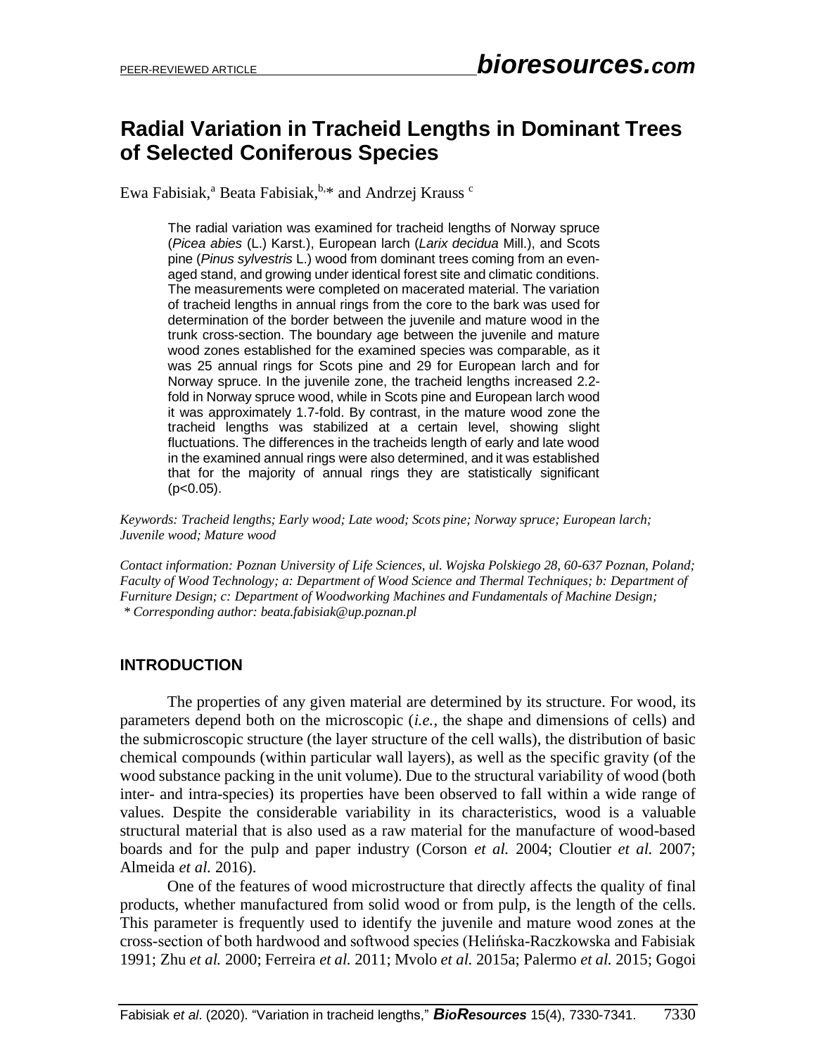# Radial Variation in Tracheid Lengths in Dominant Trees of Selected Coniferous Species

Ewa Fabisiak,[a] Beata Fabisiak,[b,*] and Andrzej Krauss [c]

The radial variation was examined for tracheid lengths of Norway spruce (*Picea abies* (L.) Karst.), European larch (*Larix decidua* Mill.), and Scots pine (*Pinus sylvestris* L.) wood from dominant trees coming from an even-aged stand, and growing under identical forest site and climatic conditions. The measurements were completed on macerated material. The variation of tracheid lengths in annual rings from the core to the bark was used for determination of the border between the juvenile and mature wood in the trunk cross-section. The boundary age between the juvenile and mature wood zones established for the examined species was comparable, as it was 25 annual rings for Scots pine and 29 for European larch and for Norway spruce. In the juvenile zone, the tracheid lengths increased 2.2-fold in Norway spruce wood, while in Scots pine and European larch wood it was approximately 1.7-fold. By contrast, in the mature wood zone the tracheid lengths was stabilized at a certain level, showing slight fluctuations. The differences in the tracheids length of early and late wood in the examined annual rings were also determined, and it was established that for the majority of annual rings they are statistically significant ($p<0.05$).

*Keywords: Tracheid lengths; Early wood; Late wood; Scots pine; Norway spruce; European larch; Juvenile wood; Mature wood*

*Contact information: Poznan University of Life Sciences, ul. Wojska Polskiego 28, 60-637 Poznan, Poland; Faculty of Wood Technology; a: Department of Wood Science and Thermal Techniques; b: Department of Furniture Design; c: Department of Woodworking Machines and Fundamentals of Machine Design;*
*\* Corresponding author: beata.fabisiak@up.poznan.pl*

## INTRODUCTION

The properties of any given material are determined by its structure. For wood, its parameters depend both on the microscopic (*i.e.*, the shape and dimensions of cells) and the submicroscopic structure (the layer structure of the cell walls), the distribution of basic chemical compounds (within particular wall layers), as well as the specific gravity (of the wood substance packing in the unit volume). Due to the structural variability of wood (both inter- and intra-species) its properties have been observed to fall within a wide range of values. Despite the considerable variability in its characteristics, wood is a valuable structural material that is also used as a raw material for the manufacture of wood-based boards and for the pulp and paper industry (Corson *et al.* 2004; Cloutier *et al.* 2007; Almeida *et al.* 2016).

One of the features of wood microstructure that directly affects the quality of final products, whether manufactured from solid wood or from pulp, is the length of the cells. This parameter is frequently used to identify the juvenile and mature wood zones at the cross-section of both hardwood and softwood species (Helińska-Raczkowska and Fabisiak 1991; Zhu *et al.* 2000; Ferreira *et al.* 2011; Mvolo *et al.* 2015a; Palermo *et al.* 2015; Gogoi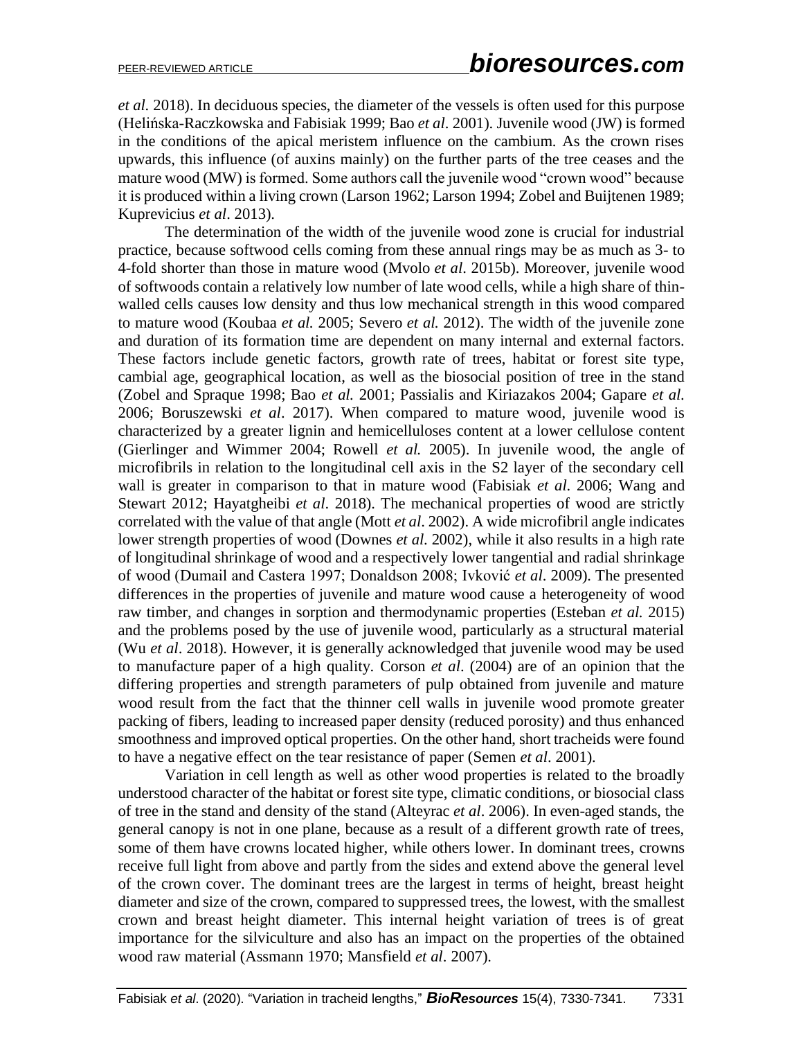*et al.* 2018). In deciduous species, the diameter of the vessels is often used for this purpose (Helińska-Raczkowska and Fabisiak 1999; Bao *et al*. 2001). Juvenile wood (JW) is formed in the conditions of the apical meristem influence on the cambium. As the crown rises upwards, this influence (of auxins mainly) on the further parts of the tree ceases and the mature wood (MW) is formed. Some authors call the juvenile wood "crown wood" because it is produced within a living crown (Larson 1962; Larson 1994; Zobel and Buijtenen 1989; Kuprevicius *et al*. 2013).

The determination of the width of the juvenile wood zone is crucial for industrial practice, because softwood cells coming from these annual rings may be as much as 3- to 4-fold shorter than those in mature wood (Mvolo *et al*. 2015b). Moreover, juvenile wood of softwoods contain a relatively low number of late wood cells, while a high share of thin-walled cells causes low density and thus low mechanical strength in this wood compared to mature wood (Koubaa *et al.* 2005; Severo *et al.* 2012). The width of the juvenile zone and duration of its formation time are dependent on many internal and external factors. These factors include genetic factors, growth rate of trees, habitat or forest site type, cambial age, geographical location, as well as the biosocial position of tree in the stand (Zobel and Spraque 1998; Bao *et al.* 2001; Passialis and Kiriazakos 2004; Gapare *et al.* 2006; Boruszewski *et al*. 2017). When compared to mature wood, juvenile wood is characterized by a greater lignin and hemicelluloses content at a lower cellulose content (Gierlinger and Wimmer 2004; Rowell *et al.* 2005). In juvenile wood, the angle of microfibrils in relation to the longitudinal cell axis in the S2 layer of the secondary cell wall is greater in comparison to that in mature wood (Fabisiak *et al*. 2006; Wang and Stewart 2012; Hayatgheibi *et al*. 2018). The mechanical properties of wood are strictly correlated with the value of that angle (Mott *et al*. 2002). A wide microfibril angle indicates lower strength properties of wood (Downes *et al.* 2002), while it also results in a high rate of longitudinal shrinkage of wood and a respectively lower tangential and radial shrinkage of wood (Dumail and Castera 1997; Donaldson 2008; Ivković *et al*. 2009). The presented differences in the properties of juvenile and mature wood cause a heterogeneity of wood raw timber, and changes in sorption and thermodynamic properties (Esteban *et al.* 2015) and the problems posed by the use of juvenile wood, particularly as a structural material (Wu *et al*. 2018). However, it is generally acknowledged that juvenile wood may be used to manufacture paper of a high quality. Corson *et al*. (2004) are of an opinion that the differing properties and strength parameters of pulp obtained from juvenile and mature wood result from the fact that the thinner cell walls in juvenile wood promote greater packing of fibers, leading to increased paper density (reduced porosity) and thus enhanced smoothness and improved optical properties. On the other hand, short tracheids were found to have a negative effect on the tear resistance of paper (Semen *et al*. 2001).

Variation in cell length as well as other wood properties is related to the broadly understood character of the habitat or forest site type, climatic conditions, or biosocial class of tree in the stand and density of the stand (Alteyrac *et al*. 2006). In even-aged stands, the general canopy is not in one plane, because as a result of a different growth rate of trees, some of them have crowns located higher, while others lower. In dominant trees, crowns receive full light from above and partly from the sides and extend above the general level of the crown cover. The dominant trees are the largest in terms of height, breast height diameter and size of the crown, compared to suppressed trees, the lowest, with the smallest crown and breast height diameter. This internal height variation of trees is of great importance for the silviculture and also has an impact on the properties of the obtained wood raw material (Assmann 1970; Mansfield *et al*. 2007).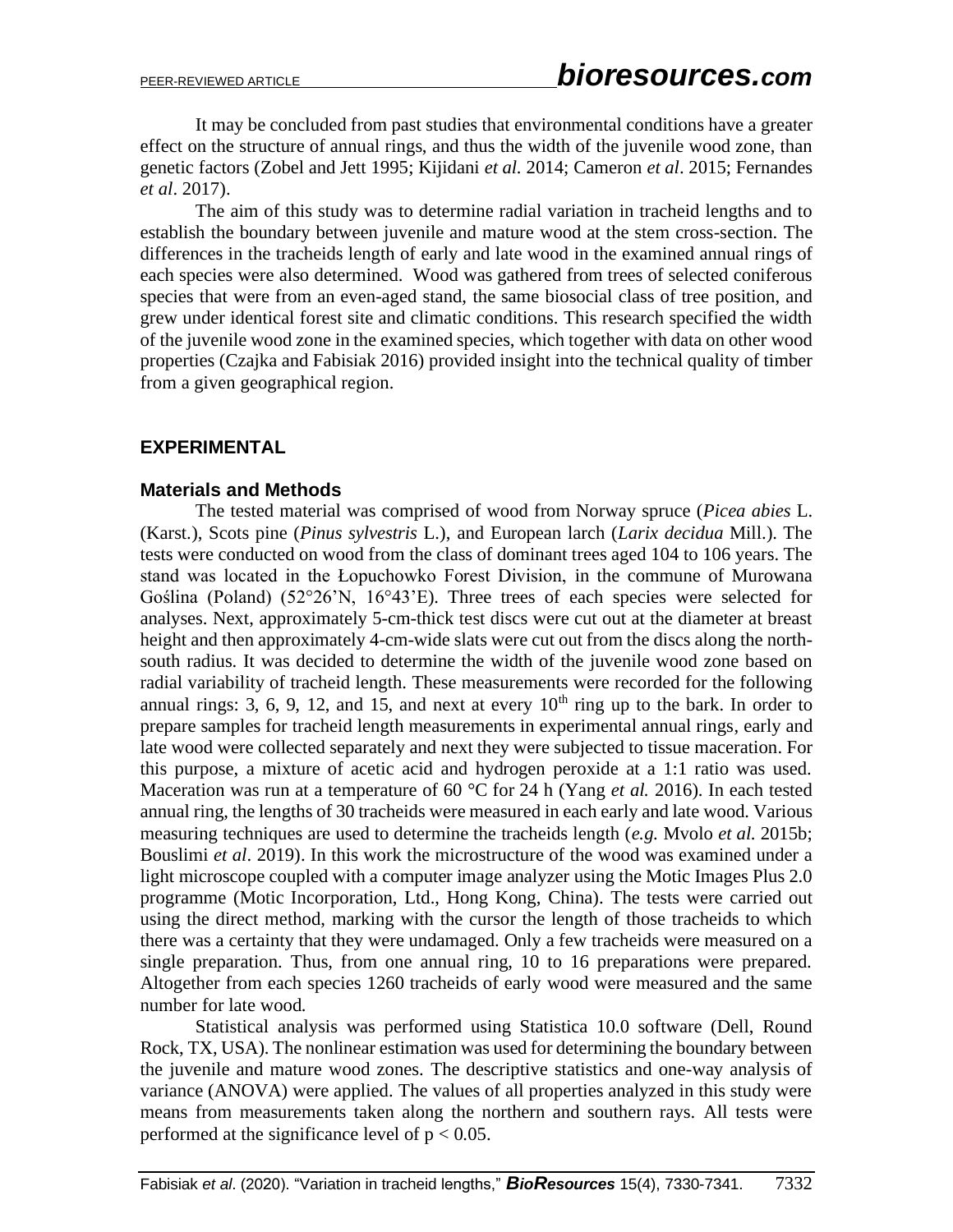It may be concluded from past studies that environmental conditions have a greater effect on the structure of annual rings, and thus the width of the juvenile wood zone, than genetic factors (Zobel and Jett 1995; Kijidani *et al*. 2014; Cameron *et al*. 2015; Fernandes *et al*. 2017).

The aim of this study was to determine radial variation in tracheid lengths and to establish the boundary between juvenile and mature wood at the stem cross-section. The differences in the tracheids length of early and late wood in the examined annual rings of each species were also determined. Wood was gathered from trees of selected coniferous species that were from an even-aged stand, the same biosocial class of tree position, and grew under identical forest site and climatic conditions. This research specified the width of the juvenile wood zone in the examined species, which together with data on other wood properties (Czajka and Fabisiak 2016) provided insight into the technical quality of timber from a given geographical region.

## EXPERIMENTAL

### Materials and Methods

The tested material was comprised of wood from Norway spruce (*Picea abies* L. (Karst.), Scots pine (*Pinus sylvestris* L.), and European larch (*Larix decidua* Mill.). The tests were conducted on wood from the class of dominant trees aged 104 to 106 years. The stand was located in the Łopuchowko Forest Division, in the commune of Murowana Goślina (Poland) (52°26'N, 16°43'E). Three trees of each species were selected for analyses. Next, approximately 5-cm-thick test discs were cut out at the diameter at breast height and then approximately 4-cm-wide slats were cut out from the discs along the north-south radius. It was decided to determine the width of the juvenile wood zone based on radial variability of tracheid length. These measurements were recorded for the following annual rings: 3, 6, 9, 12, and 15, and next at every $10^{th}$ ring up to the bark. In order to prepare samples for tracheid length measurements in experimental annual rings, early and late wood were collected separately and next they were subjected to tissue maceration. For this purpose, a mixture of acetic acid and hydrogen peroxide at a 1:1 ratio was used. Maceration was run at a temperature of 60 °C for 24 h (Yang *et al.* 2016). In each tested annual ring, the lengths of 30 tracheids were measured in each early and late wood. Various measuring techniques are used to determine the tracheids length (*e.g.* Mvolo *et al.* 2015b; Bouslimi *et al*. 2019). In this work the microstructure of the wood was examined under a light microscope coupled with a computer image analyzer using the Motic Images Plus 2.0 programme (Motic Incorporation, Ltd., Hong Kong, China). The tests were carried out using the direct method, marking with the cursor the length of those tracheids to which there was a certainty that they were undamaged. Only a few tracheids were measured on a single preparation. Thus, from one annual ring, 10 to 16 preparations were prepared. Altogether from each species 1260 tracheids of early wood were measured and the same number for late wood.

Statistical analysis was performed using Statistica 10.0 software (Dell, Round Rock, TX, USA). The nonlinear estimation was used for determining the boundary between the juvenile and mature wood zones. The descriptive statistics and one-way analysis of variance (ANOVA) were applied. The values of all properties analyzed in this study were means from measurements taken along the northern and southern rays. All tests were performed at the significance level of $p < 0.05$.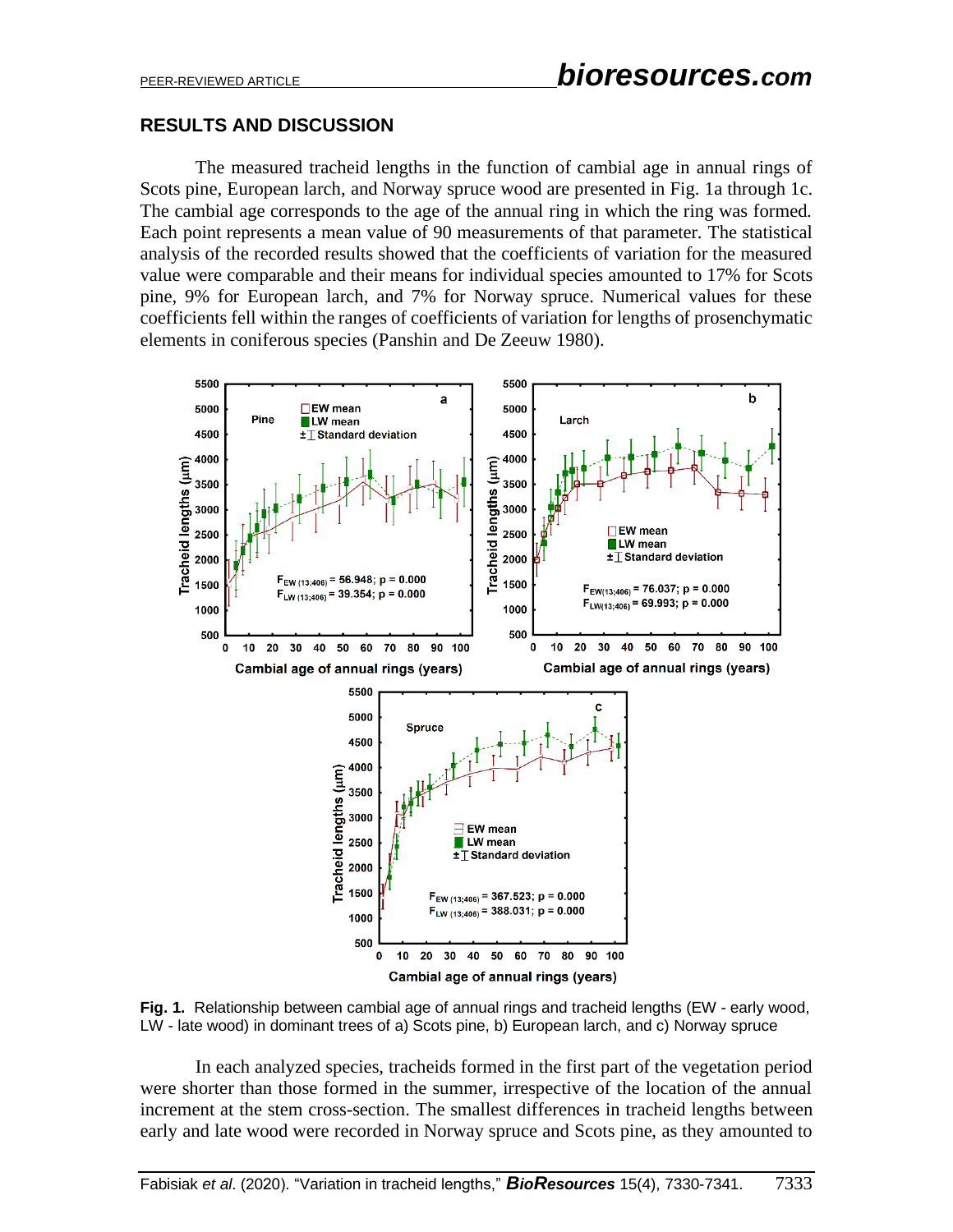## RESULTS AND DISCUSSION

The measured tracheid lengths in the function of cambial age in annual rings of Scots pine, European larch, and Norway spruce wood are presented in Fig. 1a through 1c. The cambial age corresponds to the age of the annual ring in which the ring was formed. Each point represents a mean value of 90 measurements of that parameter. The statistical analysis of the recorded results showed that the coefficients of variation for the measured value were comparable and their means for individual species amounted to 17% for Scots pine, 9% for European larch, and 7% for Norway spruce. Numerical values for these coefficients fell within the ranges of coefficients of variation for lengths of prosenchymatic elements in coniferous species (Panshin and De Zeeuw 1980).

**Fig. 1.** Relationship between cambial age of annual rings and tracheid lengths (EW - early wood, LW - late wood) in dominant trees of a) Scots pine, b) European larch, and c) Norway spruce

In each analyzed species, tracheids formed in the first part of the vegetation period were shorter than those formed in the summer, irrespective of the location of the annual increment at the stem cross-section. The smallest differences in tracheid lengths between early and late wood were recorded in Norway spruce and Scots pine, as they amounted to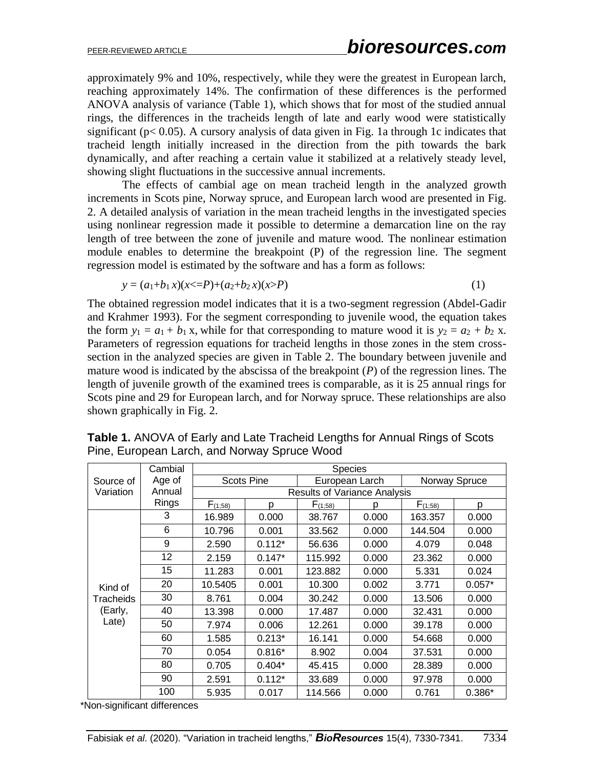approximately 9% and 10%, respectively, while they were the greatest in European larch, reaching approximately 14%. The confirmation of these differences is the performed ANOVA analysis of variance (Table 1), which shows that for most of the studied annual rings, the differences in the tracheids length of late and early wood were statistically significant ($p < 0.05$). A cursory analysis of data given in Fig. 1a through 1c indicates that tracheid length initially increased in the direction from the pith towards the bark dynamically, and after reaching a certain value it stabilized at a relatively steady level, showing slight fluctuations in the successive annual increments.

The effects of cambial age on mean tracheid length in the analyzed growth increments in Scots pine, Norway spruce, and European larch wood are presented in Fig. 2. A detailed analysis of variation in the mean tracheid lengths in the investigated species using nonlinear regression made it possible to determine a demarcation line on the ray length of tree between the zone of juvenile and mature wood. The nonlinear estimation module enables to determine the breakpoint (P) of the regression line. The segment regression model is estimated by the software and has a form as follows:

$$y = (a_1+b_1\,x)(x<=P)+(a_2+b_2\,x)(x>P) \tag{1}$$

The obtained regression model indicates that it is a two-segment regression (Abdel-Gadir and Krahmer 1993). For the segment corresponding to juvenile wood, the equation takes the form $y_1 = a_1 + b_1$ x, while for that corresponding to mature wood it is $y_2 = a_2 + b_2$ x. Parameters of regression equations for tracheid lengths in those zones in the stem cross-section in the analyzed species are given in Table 2. The boundary between juvenile and mature wood is indicated by the abscissa of the breakpoint ($P$) of the regression lines. The length of juvenile growth of the examined trees is comparable, as it is 25 annual rings for Scots pine and 29 for European larch, and for Norway spruce. These relationships are also shown graphically in Fig. 2.

**Table 1.** ANOVA of Early and Late Tracheid Lengths for Annual Rings of Scots Pine, European Larch, and Norway Spruce Wood

| Source of Variation | Cambial Age of Annual Rings | Species | | | | | |
|---|---|---|---|---|---|---|---|
| | | Scots Pine | | European Larch | | Norway Spruce | |
| | | Results of Variance Analysis | | | | | |
| | | $F_{(1;58)}$ | p | $F_{(1;58)}$ | p | $F_{(1;58)}$ | p |
| Kind of Tracheids (Early, Late) | 3 | 16.989 | 0.000 | 38.767 | 0.000 | 163.357 | 0.000 |
| | 6 | 10.796 | 0.001 | 33.562 | 0.000 | 144.504 | 0.000 |
| | 9 | 2.590 | 0.112* | 56.636 | 0.000 | 4.079 | 0.048 |
| | 12 | 2.159 | 0.147* | 115.992 | 0.000 | 23.362 | 0.000 |
| | 15 | 11.283 | 0.001 | 123.882 | 0.000 | 5.331 | 0.024 |
| | 20 | 10.5405 | 0.001 | 10.300 | 0.002 | 3.771 | 0.057* |
| | 30 | 8.761 | 0.004 | 30.242 | 0.000 | 13.506 | 0.000 |
| | 40 | 13.398 | 0.000 | 17.487 | 0.000 | 32.431 | 0.000 |
| | 50 | 7.974 | 0.006 | 12.261 | 0.000 | 39.178 | 0.000 |
| | 60 | 1.585 | 0.213* | 16.141 | 0.000 | 54.668 | 0.000 |
| | 70 | 0.054 | 0.816* | 8.902 | 0.004 | 37.531 | 0.000 |
| | 80 | 0.705 | 0.404* | 45.415 | 0.000 | 28.389 | 0.000 |
| | 90 | 2.591 | 0.112* | 33.689 | 0.000 | 97.978 | 0.000 |
| | 100 | 5.935 | 0.017 | 114.566 | 0.000 | 0.761 | 0.386* |

*Non-significant differences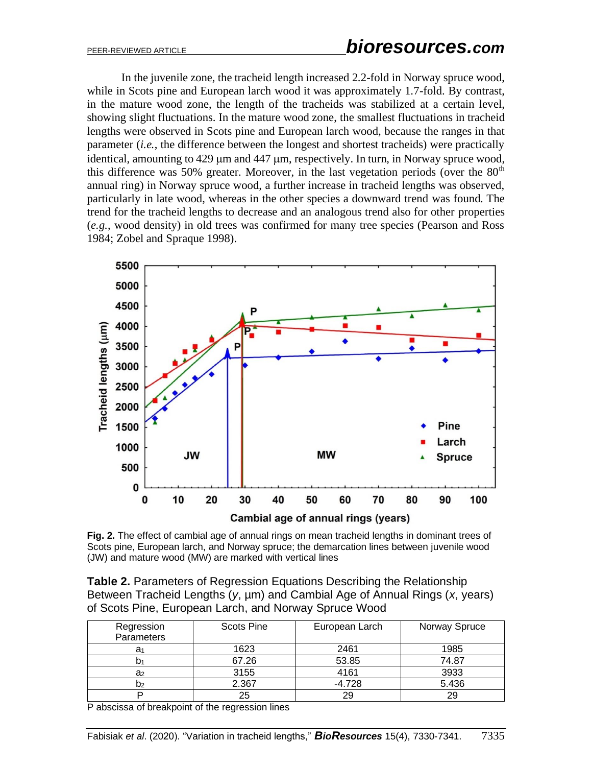In the juvenile zone, the tracheid length increased 2.2-fold in Norway spruce wood, while in Scots pine and European larch wood it was approximately 1.7-fold. By contrast, in the mature wood zone, the length of the tracheids was stabilized at a certain level, showing slight fluctuations. In the mature wood zone, the smallest fluctuations in tracheid lengths were observed in Scots pine and European larch wood, because the ranges in that parameter (*i.e.*, the difference between the longest and shortest tracheids) were practically identical, amounting to 429 μm and 447 μm, respectively. In turn, in Norway spruce wood, this difference was 50% greater. Moreover, in the last vegetation periods (over the 80$^{th}$ annual ring) in Norway spruce wood, a further increase in tracheid lengths was observed, particularly in late wood, whereas in the other species a downward trend was found. The trend for the tracheid lengths to decrease and an analogous trend also for other properties (*e.g.*, wood density) in old trees was confirmed for many tree species (Pearson and Ross 1984; Zobel and Spraque 1998).

**Fig. 2.** The effect of cambial age of annual rings on mean tracheid lengths in dominant trees of Scots pine, European larch, and Norway spruce; the demarcation lines between juvenile wood (JW) and mature wood (MW) are marked with vertical lines

**Table 2.** Parameters of Regression Equations Describing the Relationship Between Tracheid Lengths ($y$, μm) and Cambial Age of Annual Rings ($x$, years) of Scots Pine, European Larch, and Norway Spruce Wood

| Regression Parameters | Scots Pine | European Larch | Norway Spruce |
|---|---|---|---|
| $a_1$ | 1623 | 2461 | 1985 |
| $b_1$ | 67.26 | 53.85 | 74.87 |
| $a_2$ | 3155 | 4161 | 3933 |
| $b_2$ | 2.367 | -4.728 | 5.436 |
| P | 25 | 29 | 29 |

P abscissa of breakpoint of the regression lines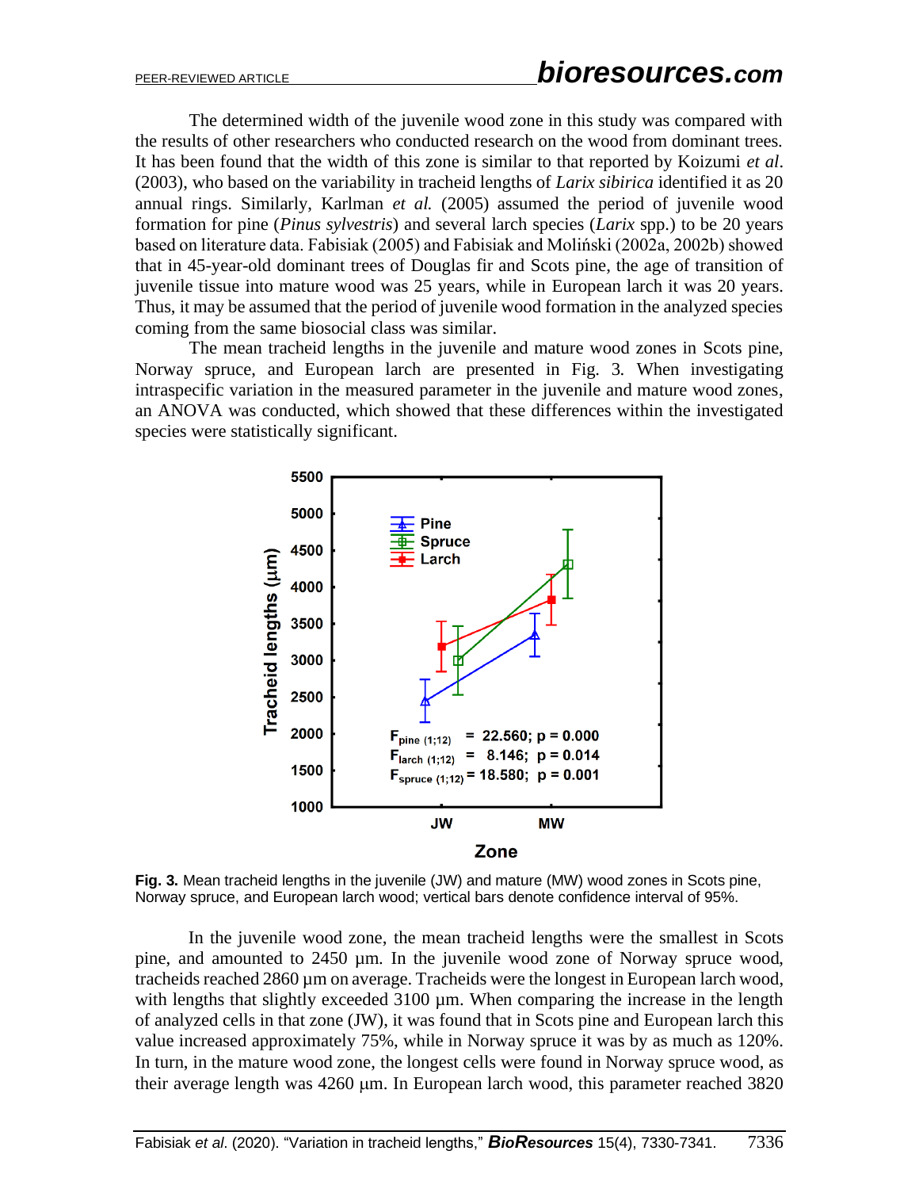The determined width of the juvenile wood zone in this study was compared with the results of other researchers who conducted research on the wood from dominant trees. It has been found that the width of this zone is similar to that reported by Koizumi *et al*. (2003), who based on the variability in tracheid lengths of *Larix sibirica* identified it as 20 annual rings. Similarly, Karlman *et al.* (2005) assumed the period of juvenile wood formation for pine (*Pinus sylvestris*) and several larch species (*Larix* spp.) to be 20 years based on literature data. Fabisiak (2005) and Fabisiak and Moliński (2002a, 2002b) showed that in 45-year-old dominant trees of Douglas fir and Scots pine, the age of transition of juvenile tissue into mature wood was 25 years, while in European larch it was 20 years. Thus, it may be assumed that the period of juvenile wood formation in the analyzed species coming from the same biosocial class was similar.

The mean tracheid lengths in the juvenile and mature wood zones in Scots pine, Norway spruce, and European larch are presented in Fig. 3. When investigating intraspecific variation in the measured parameter in the juvenile and mature wood zones, an ANOVA was conducted, which showed that these differences within the investigated species were statistically significant.

**Fig. 3.** Mean tracheid lengths in the juvenile (JW) and mature (MW) wood zones in Scots pine, Norway spruce, and European larch wood; vertical bars denote confidence interval of 95%.

In the juvenile wood zone, the mean tracheid lengths were the smallest in Scots pine, and amounted to 2450 µm. In the juvenile wood zone of Norway spruce wood, tracheids reached 2860 µm on average. Tracheids were the longest in European larch wood, with lengths that slightly exceeded 3100 µm. When comparing the increase in the length of analyzed cells in that zone (JW), it was found that in Scots pine and European larch this value increased approximately 75%, while in Norway spruce it was by as much as 120%. In turn, in the mature wood zone, the longest cells were found in Norway spruce wood, as their average length was 4260 µm. In European larch wood, this parameter reached 3820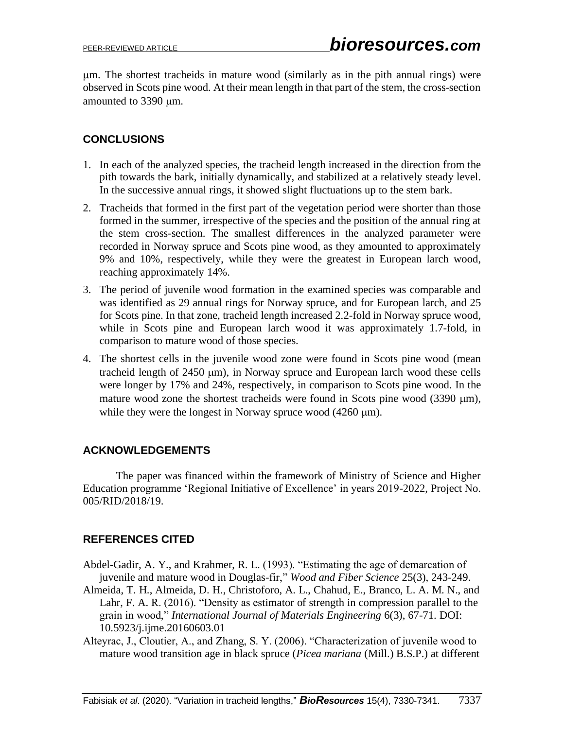μm. The shortest tracheids in mature wood (similarly as in the pith annual rings) were observed in Scots pine wood. At their mean length in that part of the stem, the cross-section amounted to 3390 μm.

## CONCLUSIONS

1. In each of the analyzed species, the tracheid length increased in the direction from the pith towards the bark, initially dynamically, and stabilized at a relatively steady level. In the successive annual rings, it showed slight fluctuations up to the stem bark.
2. Tracheids that formed in the first part of the vegetation period were shorter than those formed in the summer, irrespective of the species and the position of the annual ring at the stem cross-section. The smallest differences in the analyzed parameter were recorded in Norway spruce and Scots pine wood, as they amounted to approximately 9% and 10%, respectively, while they were the greatest in European larch wood, reaching approximately 14%.
3. The period of juvenile wood formation in the examined species was comparable and was identified as 29 annual rings for Norway spruce, and for European larch, and 25 for Scots pine. In that zone, tracheid length increased 2.2-fold in Norway spruce wood, while in Scots pine and European larch wood it was approximately 1.7-fold, in comparison to mature wood of those species.
4. The shortest cells in the juvenile wood zone were found in Scots pine wood (mean tracheid length of 2450 μm), in Norway spruce and European larch wood these cells were longer by 17% and 24%, respectively, in comparison to Scots pine wood. In the mature wood zone the shortest tracheids were found in Scots pine wood (3390 μm), while they were the longest in Norway spruce wood (4260 μm).

## ACKNOWLEDGEMENTS

The paper was financed within the framework of Ministry of Science and Higher Education programme 'Regional Initiative of Excellence' in years 2019-2022, Project No. 005/RID/2018/19.

## REFERENCES CITED

Abdel-Gadir, A. Y., and Krahmer, R. L. (1993). "Estimating the age of demarcation of juvenile and mature wood in Douglas-fir," *Wood and Fiber Science* 25(3), 243-249.

Almeida, T. H., Almeida, D. H., Christoforo, A. L., Chahud, E., Branco, L. A. M. N., and Lahr, F. A. R. (2016). "Density as estimator of strength in compression parallel to the grain in wood," *International Journal of Materials Engineering* 6(3), 67-71. DOI: 10.5923/j.ijme.20160603.01

Alteyrac, J., Cloutier, A., and Zhang, S. Y. (2006). "Characterization of juvenile wood to mature wood transition age in black spruce (*Picea mariana* (Mill.) B.S.P.) at different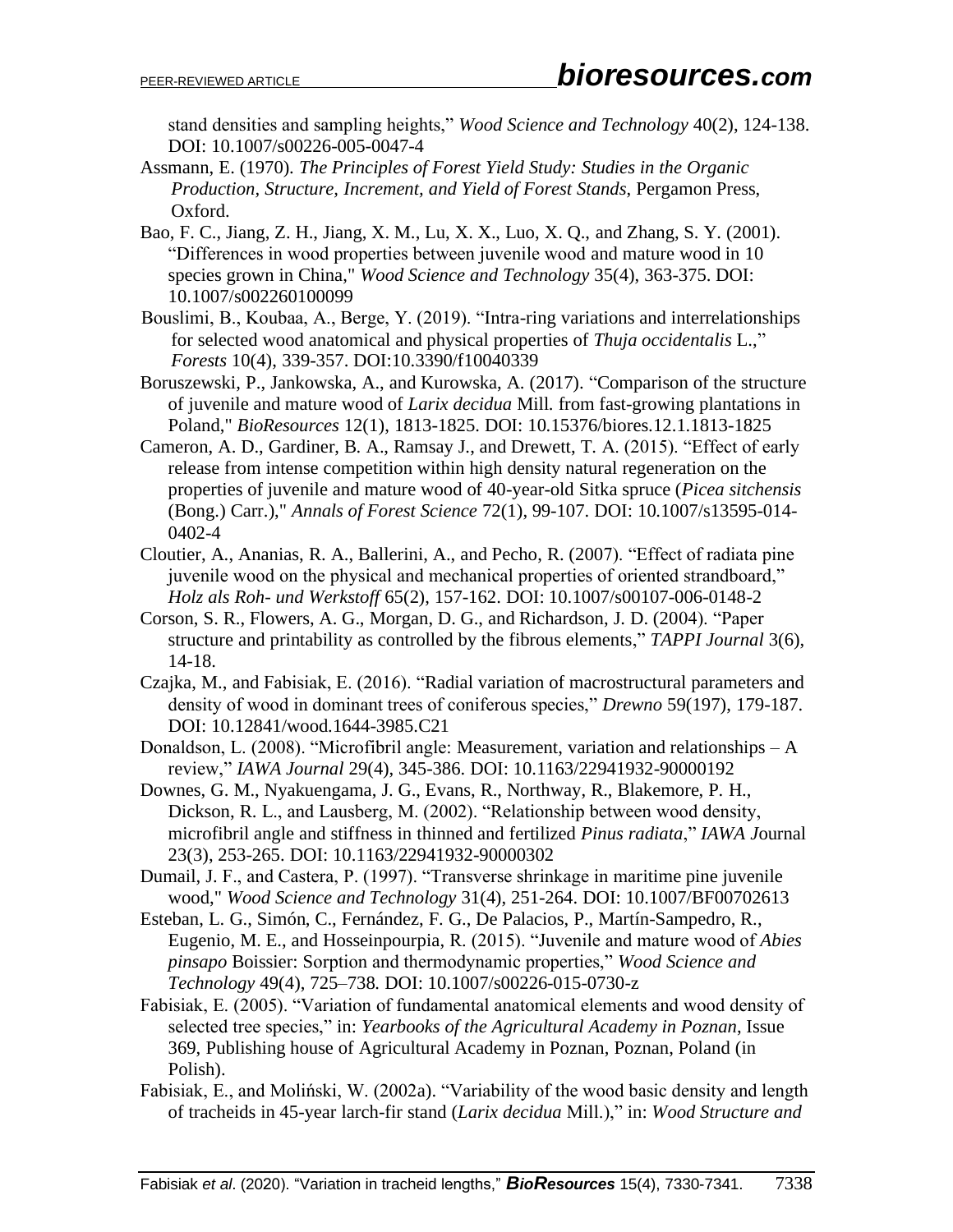stand densities and sampling heights," *Wood Science and Technology* 40(2), 124-138. DOI: 10.1007/s00226-005-0047-4

Assmann, E. (1970). *The Principles of Forest Yield Study: Studies in the Organic Production, Structure, Increment, and Yield of Forest Stands*, Pergamon Press, Oxford.

Bao, F. C., Jiang, Z. H., Jiang, X. M., Lu, X. X., Luo, X. Q., and Zhang, S. Y. (2001). "Differences in wood properties between juvenile wood and mature wood in 10 species grown in China," *Wood Science and Technology* 35(4), 363-375. DOI: 10.1007/s002260100099

Bouslimi, B., Koubaa, A., Berge, Y. (2019). "Intra-ring variations and interrelationships for selected wood anatomical and physical properties of *Thuja occidentalis* L.," *Forests* 10(4), 339-357. DOI:10.3390/f10040339

Boruszewski, P., Jankowska, A., and Kurowska, A. (2017). "Comparison of the structure of juvenile and mature wood of *Larix decidua* Mill. from fast-growing plantations in Poland," *BioResources* 12(1), 1813-1825. DOI: 10.15376/biores.12.1.1813-1825

Cameron, A. D., Gardiner, B. A., Ramsay J., and Drewett, T. A. (2015). "Effect of early release from intense competition within high density natural regeneration on the properties of juvenile and mature wood of 40-year-old Sitka spruce (*Picea sitchensis* (Bong.) Carr.)," *Annals of Forest Science* 72(1), 99-107. DOI: 10.1007/s13595-014-0402-4

Cloutier, A., Ananias, R. A., Ballerini, A., and Pecho, R. (2007). "Effect of radiata pine juvenile wood on the physical and mechanical properties of oriented strandboard," *Holz als Roh- und Werkstoff* 65(2), 157-162. DOI: 10.1007/s00107-006-0148-2

Corson, S. R., Flowers, A. G., Morgan, D. G., and Richardson, J. D. (2004). "Paper structure and printability as controlled by the fibrous elements," *TAPPI Journal* 3(6), 14-18.

Czajka, M., and Fabisiak, E. (2016). "Radial variation of macrostructural parameters and density of wood in dominant trees of coniferous species," *Drewno* 59(197), 179-187. DOI: 10.12841/wood.1644-3985.C21

Donaldson, L. (2008). "Microfibril angle: Measurement, variation and relationships – A review," *IAWA Journal* 29(4), 345-386. DOI: 10.1163/22941932-90000192

Downes, G. M., Nyakuengama, J. G., Evans, R., Northway, R., Blakemore, P. H., Dickson, R. L., and Lausberg, M. (2002). "Relationship between wood density, microfibril angle and stiffness in thinned and fertilized *Pinus radiata*," *IAWA J*ournal 23(3), 253-265. DOI: 10.1163/22941932-90000302

Dumail, J. F., and Castera, P. (1997). "Transverse shrinkage in maritime pine juvenile wood," *Wood Science and Technology* 31(4), 251-264. DOI: 10.1007/BF00702613

Esteban, L. G., Simón, C., Fernández, F. G., De Palacios, P., Martín-Sampedro, R., Eugenio, M. E., and Hosseinpourpia, R. (2015). "Juvenile and mature wood of *Abies pinsapo* Boissier: Sorption and thermodynamic properties," *Wood Science and Technology* 49(4), 725–738. DOI: 10.1007/s00226-015-0730-z

Fabisiak, E. (2005). "Variation of fundamental anatomical elements and wood density of selected tree species," in: *Yearbooks of the Agricultural Academy in Poznan*, Issue 369, Publishing house of Agricultural Academy in Poznan, Poznan, Poland (in Polish).

Fabisiak, E., and Moliński, W. (2002a). "Variability of the wood basic density and length of tracheids in 45-year larch-fir stand (*Larix decidua* Mill.)," in: *Wood Structure and*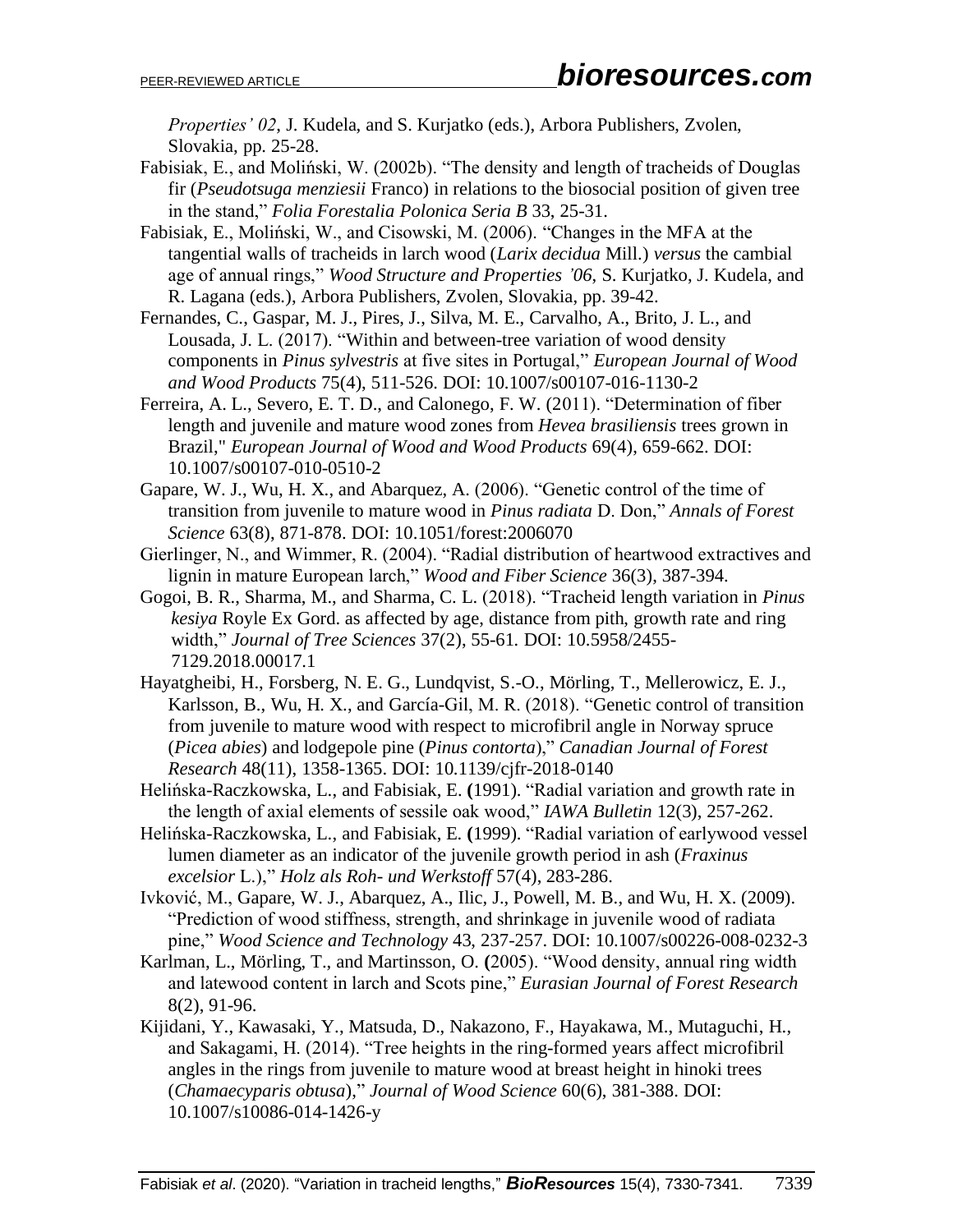*Properties' 02*, J. Kudela, and S. Kurjatko (eds.), Arbora Publishers, Zvolen, Slovakia, pp. 25-28.

Fabisiak, E., and Moliński, W. (2002b). "The density and length of tracheids of Douglas fir (*Pseudotsuga menziesii* Franco) in relations to the biosocial position of given tree in the stand," *Folia Forestalia Polonica Seria B* 33, 25-31.

Fabisiak, E., Moliński, W., and Cisowski, M. (2006). "Changes in the MFA at the tangential walls of tracheids in larch wood (*Larix decidua* Mill.) *versus* the cambial age of annual rings," *Wood Structure and Properties '06*, S. Kurjatko, J. Kudela, and R. Lagana (eds.), Arbora Publishers, Zvolen, Slovakia, pp. 39-42.

Fernandes, C., Gaspar, M. J., Pires, J., Silva, M. E., Carvalho, A., Brito, J. L., and Lousada, J. L. (2017). "Within and between-tree variation of wood density components in *Pinus sylvestris* at five sites in Portugal," *European Journal of Wood and Wood Products* 75(4), 511-526. DOI: 10.1007/s00107-016-1130-2

Ferreira, A. L., Severo, E. T. D., and Calonego, F. W. (2011). "Determination of fiber length and juvenile and mature wood zones from *Hevea brasiliensis* trees grown in Brazil," *European Journal of Wood and Wood Products* 69(4), 659-662. DOI: 10.1007/s00107-010-0510-2

Gapare, W. J., Wu, H. X., and Abarquez, A. (2006). "Genetic control of the time of transition from juvenile to mature wood in *Pinus radiata* D. Don," *Annals of Forest Science* 63(8), 871-878. DOI: 10.1051/forest:2006070

Gierlinger, N., and Wimmer, R. (2004). "Radial distribution of heartwood extractives and lignin in mature European larch," *Wood and Fiber Science* 36(3), 387-394.

Gogoi, B. R., Sharma, M., and Sharma, C. L. (2018). "Tracheid length variation in *Pinus kesiya* Royle Ex Gord. as affected by age, distance from pith, growth rate and ring width," *Journal of Tree Sciences* 37(2), 55-61. DOI: 10.5958/2455-7129.2018.00017.1

Hayatgheibi, H., Forsberg, N. E. G., Lundqvist, S.-O., Mörling, T., Mellerowicz, E. J., Karlsson, B., Wu, H. X., and García-Gil, M. R. (2018). "Genetic control of transition from juvenile to mature wood with respect to microfibril angle in Norway spruce (*Picea abies*) and lodgepole pine (*Pinus contorta*)," *Canadian Journal of Forest Research* 48(11), 1358-1365. DOI: 10.1139/cjfr-2018-0140

Helińska-Raczkowska, L., and Fabisiak, E. **(**1991). "Radial variation and growth rate in the length of axial elements of sessile oak wood," *IAWA Bulletin* 12(3), 257-262.

Helińska-Raczkowska, L., and Fabisiak, E. **(**1999). "Radial variation of earlywood vessel lumen diameter as an indicator of the juvenile growth period in ash (*Fraxinus excelsior* L.)," *Holz als Roh- und Werkstoff* 57(4), 283-286.

Ivković, M., Gapare, W. J., Abarquez, A., Ilic, J., Powell, M. B., and Wu, H. X. (2009). "Prediction of wood stiffness, strength, and shrinkage in juvenile wood of radiata pine," *Wood Science and Technology* 43, 237-257. DOI: 10.1007/s00226-008-0232-3

Karlman, L., Mörling, T., and Martinsson, O. **(**2005). "Wood density, annual ring width and latewood content in larch and Scots pine," *Eurasian Journal of Forest Research* 8(2), 91-96.

Kijidani, Y., Kawasaki, Y., Matsuda, D., Nakazono, F., Hayakawa, M., Mutaguchi, H., and Sakagami, H. (2014). "Tree heights in the ring-formed years affect microfibril angles in the rings from juvenile to mature wood at breast height in hinoki trees (*Chamaecyparis obtusa*)," *Journal of Wood Science* 60(6), 381-388. DOI: 10.1007/s10086-014-1426-y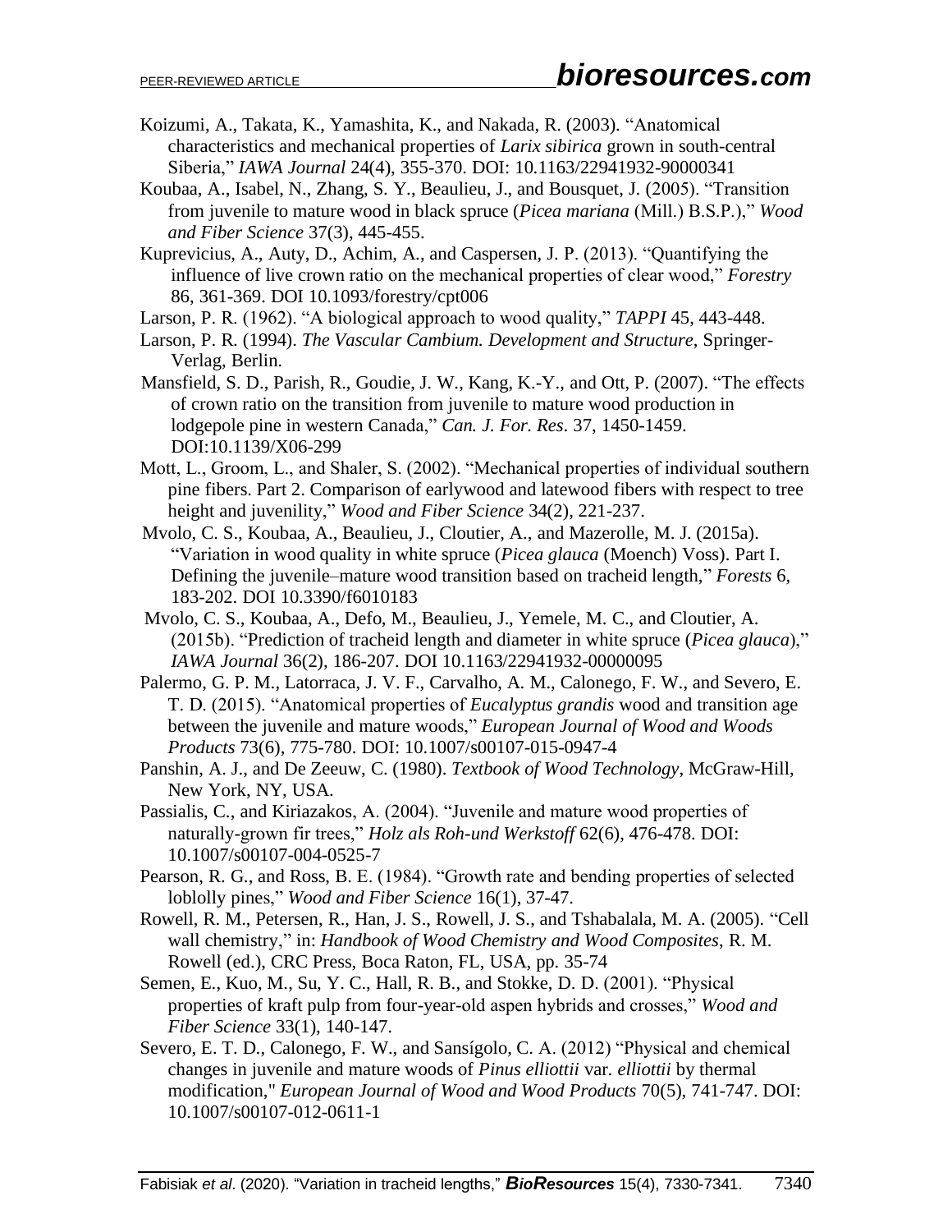Koizumi, A., Takata, K., Yamashita, K., and Nakada, R. (2003). "Anatomical characteristics and mechanical properties of *Larix sibirica* grown in south-central Siberia," *IAWA Journal* 24(4), 355-370. DOI: 10.1163/22941932-90000341

Koubaa, A., Isabel, N., Zhang, S. Y., Beaulieu, J., and Bousquet, J. (2005). "Transition from juvenile to mature wood in black spruce (*Picea mariana* (Mill.) B.S.P.)," *Wood and Fiber Science* 37(3), 445-455.

Kuprevicius, A., Auty, D., Achim, A., and Caspersen, J. P. (2013). "Quantifying the influence of live crown ratio on the mechanical properties of clear wood," *Forestry* 86, 361-369. DOI 10.1093/forestry/cpt006

Larson, P. R. (1962). "A biological approach to wood quality," *TAPPI* 45, 443-448.

Larson, P. R. (1994). *The Vascular Cambium. Development and Structure*, Springer-Verlag, Berlin.

Mansfield, S. D., Parish, R., Goudie, J. W., Kang, K.-Y., and Ott, P. (2007). "The effects of crown ratio on the transition from juvenile to mature wood production in lodgepole pine in western Canada," *Can. J. For. Res*. 37, 1450-1459. DOI:10.1139/X06-299

Mott, L., Groom, L., and Shaler, S. (2002). "Mechanical properties of individual southern pine fibers. Part 2. Comparison of earlywood and latewood fibers with respect to tree height and juvenility," *Wood and Fiber Science* 34(2), 221-237.

Mvolo, C. S., Koubaa, A., Beaulieu, J., Cloutier, A., and Mazerolle, M. J. (2015a). "Variation in wood quality in white spruce (*Picea glauca* (Moench) Voss). Part I. Defining the juvenile–mature wood transition based on tracheid length," *Forests* 6, 183-202. DOI 10.3390/f6010183

Mvolo, C. S., Koubaa, A., Defo, M., Beaulieu, J., Yemele, M. C., and Cloutier, A. (2015b). "Prediction of tracheid length and diameter in white spruce (*Picea glauca*)," *IAWA Journal* 36(2), 186-207. DOI 10.1163/22941932-00000095

Palermo, G. P. M., Latorraca, J. V. F., Carvalho, A. M., Calonego, F. W., and Severo, E. T. D. (2015). "Anatomical properties of *Eucalyptus grandis* wood and transition age between the juvenile and mature woods," *European Journal of Wood and Woods Products* 73(6), 775-780. DOI: 10.1007/s00107-015-0947-4

Panshin, A. J., and De Zeeuw, C. (1980). *Textbook of Wood Technology*, McGraw-Hill, New York, NY, USA.

Passialis, C., and Kiriazakos, A. (2004). "Juvenile and mature wood properties of naturally-grown fir trees," *Holz als Roh-und Werkstoff* 62(6), 476-478. DOI: 10.1007/s00107-004-0525-7

Pearson, R. G., and Ross, B. E. (1984). "Growth rate and bending properties of selected loblolly pines," *Wood and Fiber Science* 16(1), 37-47.

Rowell, R. M., Petersen, R., Han, J. S., Rowell, J. S., and Tshabalala, M. A. (2005). "Cell wall chemistry," in: *Handbook of Wood Chemistry and Wood Composites*, R. M. Rowell (ed.), CRC Press, Boca Raton, FL, USA, pp. 35-74

Semen, E., Kuo, M., Su, Y. C., Hall, R. B., and Stokke, D. D. (2001). "Physical properties of kraft pulp from four-year-old aspen hybrids and crosses," *Wood and Fiber Science* 33(1), 140-147.

Severo, E. T. D., Calonego, F. W., and Sansígolo, C. A. (2012) "Physical and chemical changes in juvenile and mature woods of *Pinus elliottii* var. *elliottii* by thermal modification," *European Journal of Wood and Wood Products* 70(5), 741-747. DOI: 10.1007/s00107-012-0611-1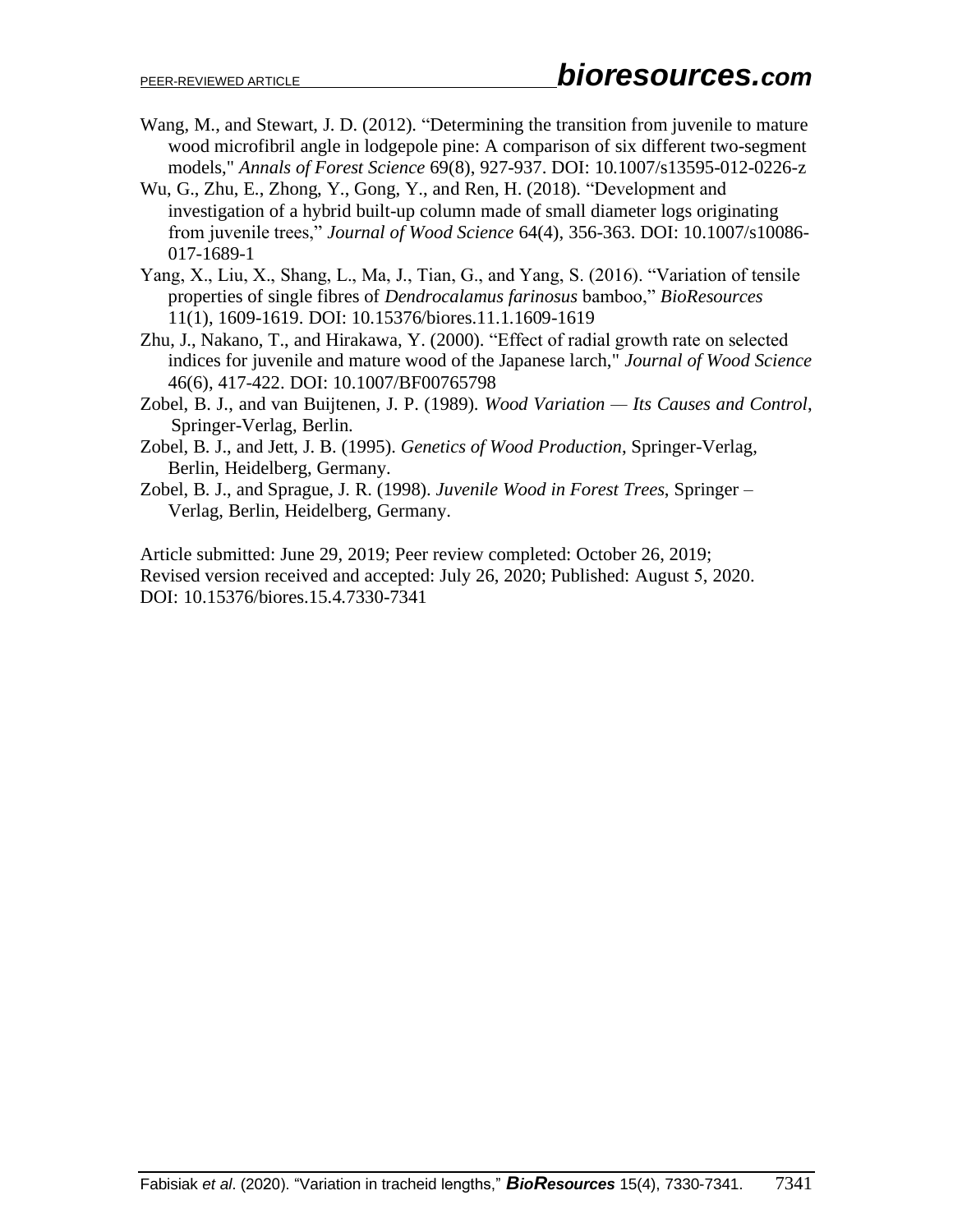Wang, M., and Stewart, J. D. (2012). "Determining the transition from juvenile to mature wood microfibril angle in lodgepole pine: A comparison of six different two-segment models," *Annals of Forest Science* 69(8), 927-937. DOI: 10.1007/s13595-012-0226-z

Wu, G., Zhu, E., Zhong, Y., Gong, Y., and Ren, H. (2018). "Development and investigation of a hybrid built-up column made of small diameter logs originating from juvenile trees," *Journal of Wood Science* 64(4), 356-363. DOI: 10.1007/s10086-017-1689-1

Yang, X., Liu, X., Shang, L., Ma, J., Tian, G., and Yang, S. (2016). "Variation of tensile properties of single fibres of *Dendrocalamus farinosus* bamboo," *BioResources* 11(1), 1609-1619. DOI: 10.15376/biores.11.1.1609-1619

Zhu, J., Nakano, T., and Hirakawa, Y. (2000). "Effect of radial growth rate on selected indices for juvenile and mature wood of the Japanese larch," *Journal of Wood Science* 46(6), 417-422. DOI: 10.1007/BF00765798

Zobel, B. J., and van Buijtenen, J. P. (1989). *Wood Variation — Its Causes and Control*, Springer-Verlag, Berlin.

Zobel, B. J., and Jett, J. B. (1995). *Genetics of Wood Production*, Springer-Verlag, Berlin, Heidelberg, Germany.

Zobel, B. J., and Sprague, J. R. (1998). *Juvenile Wood in Forest Trees*, Springer – Verlag, Berlin, Heidelberg, Germany.

Article submitted: June 29, 2019; Peer review completed: October 26, 2019; Revised version received and accepted: July 26, 2020; Published: August 5, 2020.
DOI: 10.15376/biores.15.4.7330-7341